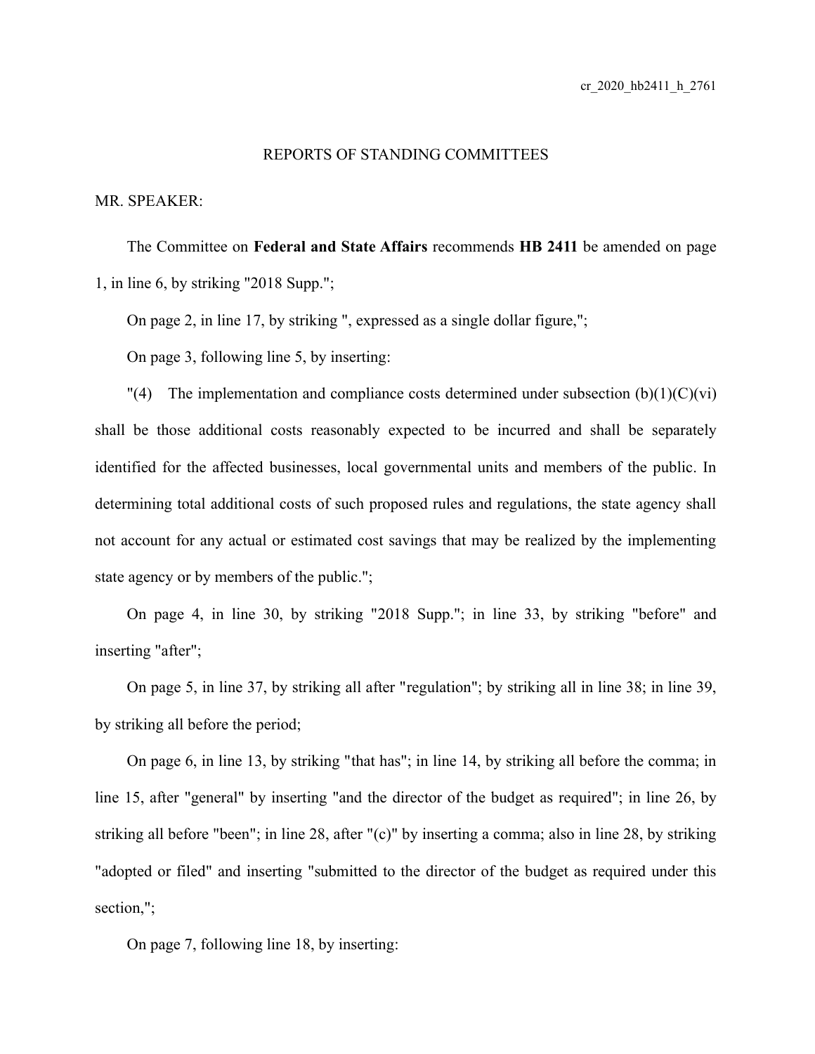cr_2020_hb2411_h_2761

## REPORTS OF STANDING COMMITTEES

MR. SPEAKER:

The Committee on **Federal and State Affairs** recommends **HB 2411** be amended on page 1, in line 6, by striking "2018 Supp.";

On page 2, in line 17, by striking ", expressed as a single dollar figure,";

On page 3, following line 5, by inserting:

"(4) The implementation and compliance costs determined under subsection (b)(1)(C)(vi) shall be those additional costs reasonably expected to be incurred and shall be separately identified for the affected businesses, local governmental units and members of the public. In determining total additional costs of such proposed rules and regulations, the state agency shall not account for any actual or estimated cost savings that may be realized by the implementing state agency or by members of the public.";

On page 4, in line 30, by striking "2018 Supp."; in line 33, by striking "before" and inserting "after";

On page 5, in line 37, by striking all after "regulation"; by striking all in line 38; in line 39, by striking all before the period;

On page 6, in line 13, by striking "that has"; in line 14, by striking all before the comma; in line 15, after "general" by inserting "and the director of the budget as required"; in line 26, by striking all before "been"; in line 28, after "(c)" by inserting a comma; also in line 28, by striking "adopted or filed" and inserting "submitted to the director of the budget as required under this section,";

On page 7, following line 18, by inserting: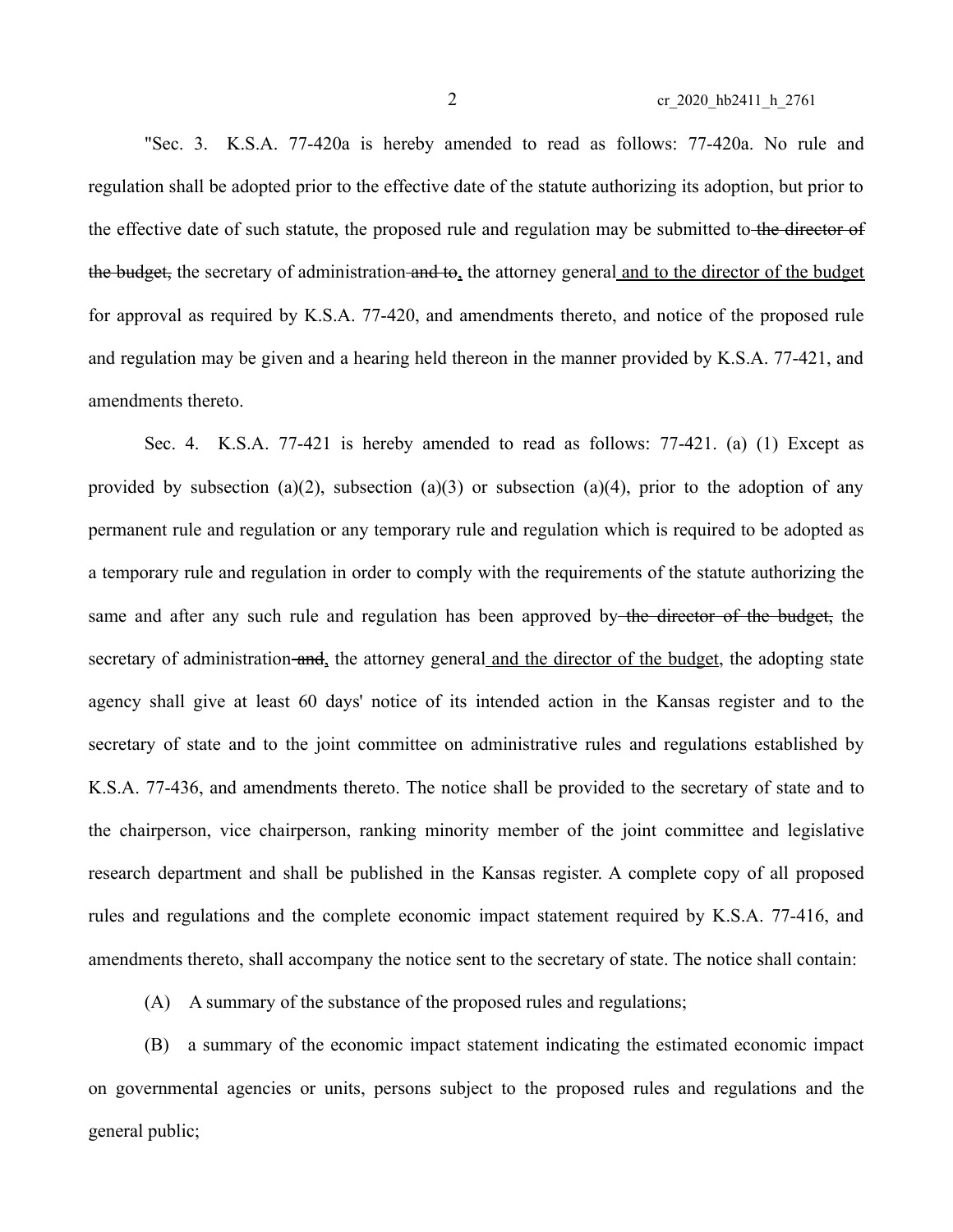"Sec. 3. K.S.A. 77-420a is hereby amended to read as follows: 77-420a. No rule and regulation shall be adopted prior to the effective date of the statute authorizing its adoption, but prior to the effective date of such statute, the proposed rule and regulation may be submitted to ~~the director of the budget,~~ the secretary of administration ~~and to~~, the attorney general and to the director of the budget for approval as required by K.S.A. 77-420, and amendments thereto, and notice of the proposed rule and regulation may be given and a hearing held thereon in the manner provided by K.S.A. 77-421, and amendments thereto.

Sec. 4. K.S.A. 77-421 is hereby amended to read as follows: 77-421. (a) (1) Except as provided by subsection (a)(2), subsection (a)(3) or subsection (a)(4), prior to the adoption of any permanent rule and regulation or any temporary rule and regulation which is required to be adopted as a temporary rule and regulation in order to comply with the requirements of the statute authorizing the same and after any such rule and regulation has been approved by ~~the director of the budget,~~ the secretary of administration ~~and~~, the attorney general and the director of the budget, the adopting state agency shall give at least 60 days' notice of its intended action in the Kansas register and to the secretary of state and to the joint committee on administrative rules and regulations established by K.S.A. 77-436, and amendments thereto. The notice shall be provided to the secretary of state and to the chairperson, vice chairperson, ranking minority member of the joint committee and legislative research department and shall be published in the Kansas register. A complete copy of all proposed rules and regulations and the complete economic impact statement required by K.S.A. 77-416, and amendments thereto, shall accompany the notice sent to the secretary of state. The notice shall contain:

(A) A summary of the substance of the proposed rules and regulations;

(B) a summary of the economic impact statement indicating the estimated economic impact on governmental agencies or units, persons subject to the proposed rules and regulations and the general public;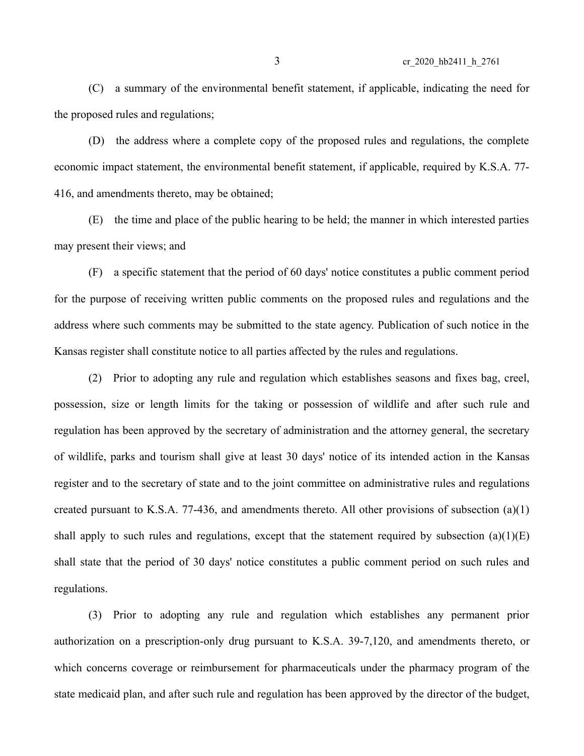(C) a summary of the environmental benefit statement, if applicable, indicating the need for the proposed rules and regulations;

(D) the address where a complete copy of the proposed rules and regulations, the complete economic impact statement, the environmental benefit statement, if applicable, required by K.S.A. 77-416, and amendments thereto, may be obtained;

(E) the time and place of the public hearing to be held; the manner in which interested parties may present their views; and

(F) a specific statement that the period of 60 days' notice constitutes a public comment period for the purpose of receiving written public comments on the proposed rules and regulations and the address where such comments may be submitted to the state agency. Publication of such notice in the Kansas register shall constitute notice to all parties affected by the rules and regulations.

(2) Prior to adopting any rule and regulation which establishes seasons and fixes bag, creel, possession, size or length limits for the taking or possession of wildlife and after such rule and regulation has been approved by the secretary of administration and the attorney general, the secretary of wildlife, parks and tourism shall give at least 30 days' notice of its intended action in the Kansas register and to the secretary of state and to the joint committee on administrative rules and regulations created pursuant to K.S.A. 77-436, and amendments thereto. All other provisions of subsection (a)(1) shall apply to such rules and regulations, except that the statement required by subsection (a)(1)(E) shall state that the period of 30 days' notice constitutes a public comment period on such rules and regulations.

(3) Prior to adopting any rule and regulation which establishes any permanent prior authorization on a prescription-only drug pursuant to K.S.A. 39-7,120, and amendments thereto, or which concerns coverage or reimbursement for pharmaceuticals under the pharmacy program of the state medicaid plan, and after such rule and regulation has been approved by the director of the budget,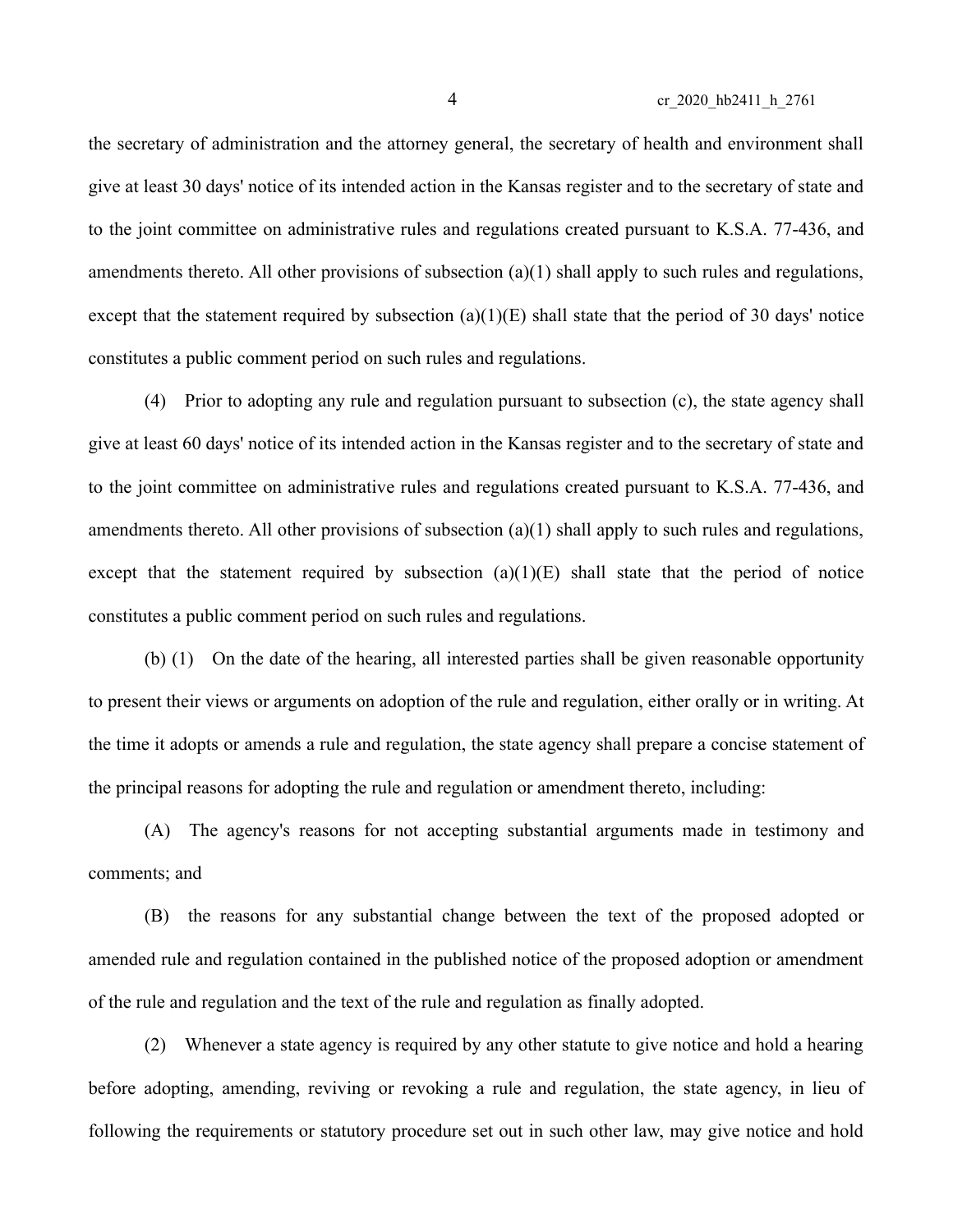the secretary of administration and the attorney general, the secretary of health and environment shall give at least 30 days' notice of its intended action in the Kansas register and to the secretary of state and to the joint committee on administrative rules and regulations created pursuant to K.S.A. 77-436, and amendments thereto. All other provisions of subsection (a)(1) shall apply to such rules and regulations, except that the statement required by subsection (a)(1)(E) shall state that the period of 30 days' notice constitutes a public comment period on such rules and regulations.

(4) Prior to adopting any rule and regulation pursuant to subsection (c), the state agency shall give at least 60 days' notice of its intended action in the Kansas register and to the secretary of state and to the joint committee on administrative rules and regulations created pursuant to K.S.A. 77-436, and amendments thereto. All other provisions of subsection (a)(1) shall apply to such rules and regulations, except that the statement required by subsection (a)(1)(E) shall state that the period of notice constitutes a public comment period on such rules and regulations.

(b) (1) On the date of the hearing, all interested parties shall be given reasonable opportunity to present their views or arguments on adoption of the rule and regulation, either orally or in writing. At the time it adopts or amends a rule and regulation, the state agency shall prepare a concise statement of the principal reasons for adopting the rule and regulation or amendment thereto, including:

(A) The agency's reasons for not accepting substantial arguments made in testimony and comments; and

(B) the reasons for any substantial change between the text of the proposed adopted or amended rule and regulation contained in the published notice of the proposed adoption or amendment of the rule and regulation and the text of the rule and regulation as finally adopted.

(2) Whenever a state agency is required by any other statute to give notice and hold a hearing before adopting, amending, reviving or revoking a rule and regulation, the state agency, in lieu of following the requirements or statutory procedure set out in such other law, may give notice and hold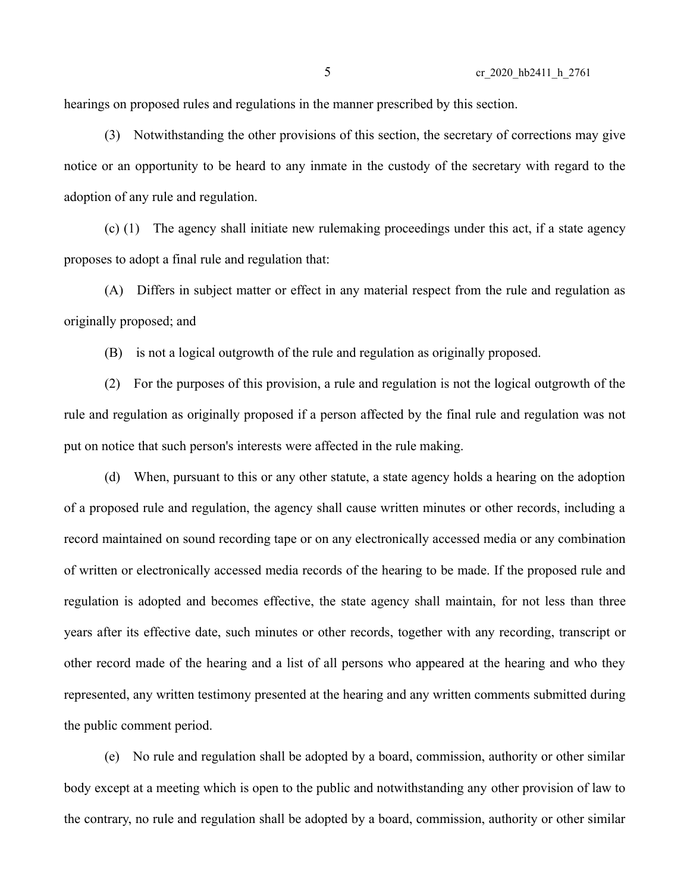hearings on proposed rules and regulations in the manner prescribed by this section.

(3) Notwithstanding the other provisions of this section, the secretary of corrections may give notice or an opportunity to be heard to any inmate in the custody of the secretary with regard to the adoption of any rule and regulation.

(c) (1) The agency shall initiate new rulemaking proceedings under this act, if a state agency proposes to adopt a final rule and regulation that:

(A) Differs in subject matter or effect in any material respect from the rule and regulation as originally proposed; and

(B) is not a logical outgrowth of the rule and regulation as originally proposed.

(2) For the purposes of this provision, a rule and regulation is not the logical outgrowth of the rule and regulation as originally proposed if a person affected by the final rule and regulation was not put on notice that such person's interests were affected in the rule making.

(d) When, pursuant to this or any other statute, a state agency holds a hearing on the adoption of a proposed rule and regulation, the agency shall cause written minutes or other records, including a record maintained on sound recording tape or on any electronically accessed media or any combination of written or electronically accessed media records of the hearing to be made. If the proposed rule and regulation is adopted and becomes effective, the state agency shall maintain, for not less than three years after its effective date, such minutes or other records, together with any recording, transcript or other record made of the hearing and a list of all persons who appeared at the hearing and who they represented, any written testimony presented at the hearing and any written comments submitted during the public comment period.

(e) No rule and regulation shall be adopted by a board, commission, authority or other similar body except at a meeting which is open to the public and notwithstanding any other provision of law to the contrary, no rule and regulation shall be adopted by a board, commission, authority or other similar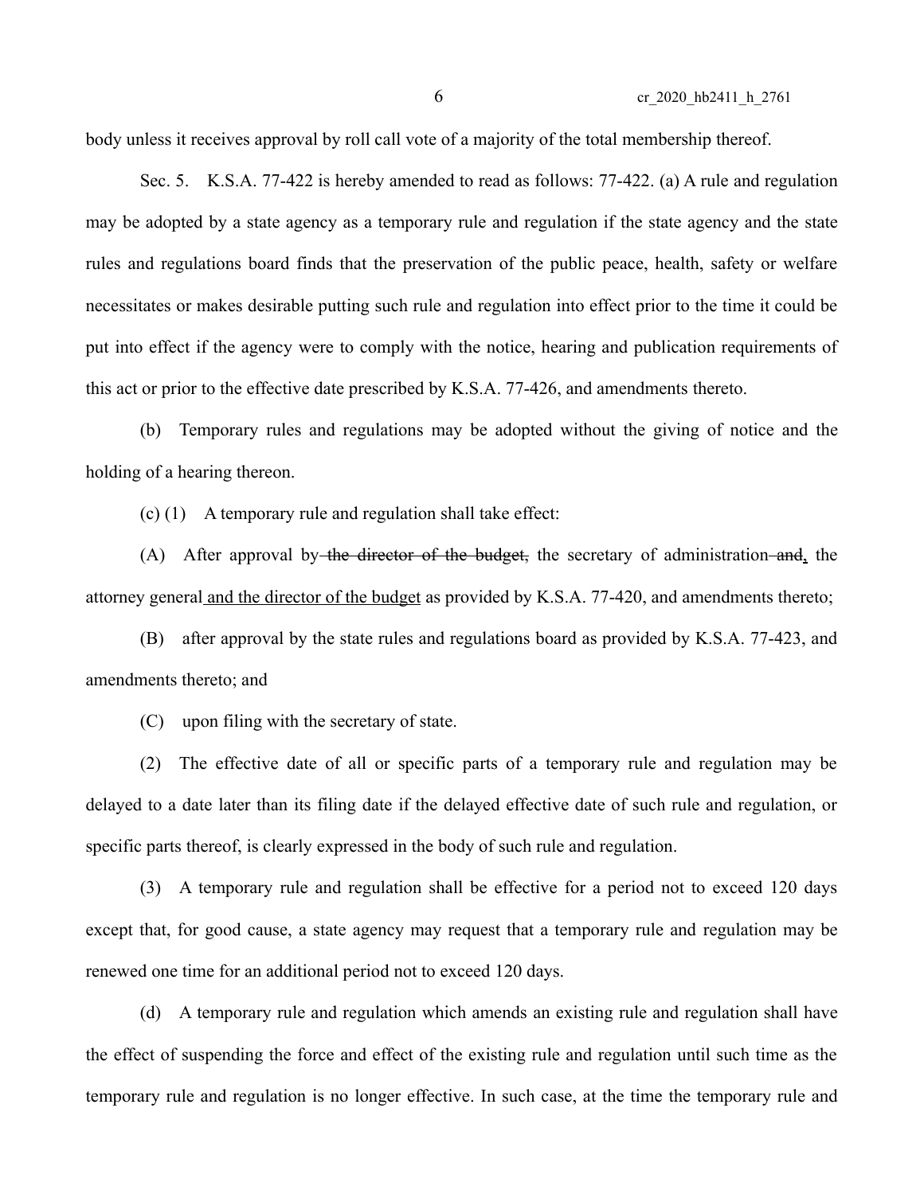body unless it receives approval by roll call vote of a majority of the total membership thereof.

Sec. 5. K.S.A. 77-422 is hereby amended to read as follows: 77-422. (a) A rule and regulation may be adopted by a state agency as a temporary rule and regulation if the state agency and the state rules and regulations board finds that the preservation of the public peace, health, safety or welfare necessitates or makes desirable putting such rule and regulation into effect prior to the time it could be put into effect if the agency were to comply with the notice, hearing and publication requirements of this act or prior to the effective date prescribed by K.S.A. 77-426, and amendments thereto.

(b) Temporary rules and regulations may be adopted without the giving of notice and the holding of a hearing thereon.

(c) (1) A temporary rule and regulation shall take effect:

(A) After approval by ~~the director of the budget,~~ the secretary of administration ~~and~~, the attorney general and the director of the budget as provided by K.S.A. 77-420, and amendments thereto;

(B) after approval by the state rules and regulations board as provided by K.S.A. 77-423, and amendments thereto; and

(C) upon filing with the secretary of state.

(2) The effective date of all or specific parts of a temporary rule and regulation may be delayed to a date later than its filing date if the delayed effective date of such rule and regulation, or specific parts thereof, is clearly expressed in the body of such rule and regulation.

(3) A temporary rule and regulation shall be effective for a period not to exceed 120 days except that, for good cause, a state agency may request that a temporary rule and regulation may be renewed one time for an additional period not to exceed 120 days.

(d) A temporary rule and regulation which amends an existing rule and regulation shall have the effect of suspending the force and effect of the existing rule and regulation until such time as the temporary rule and regulation is no longer effective. In such case, at the time the temporary rule and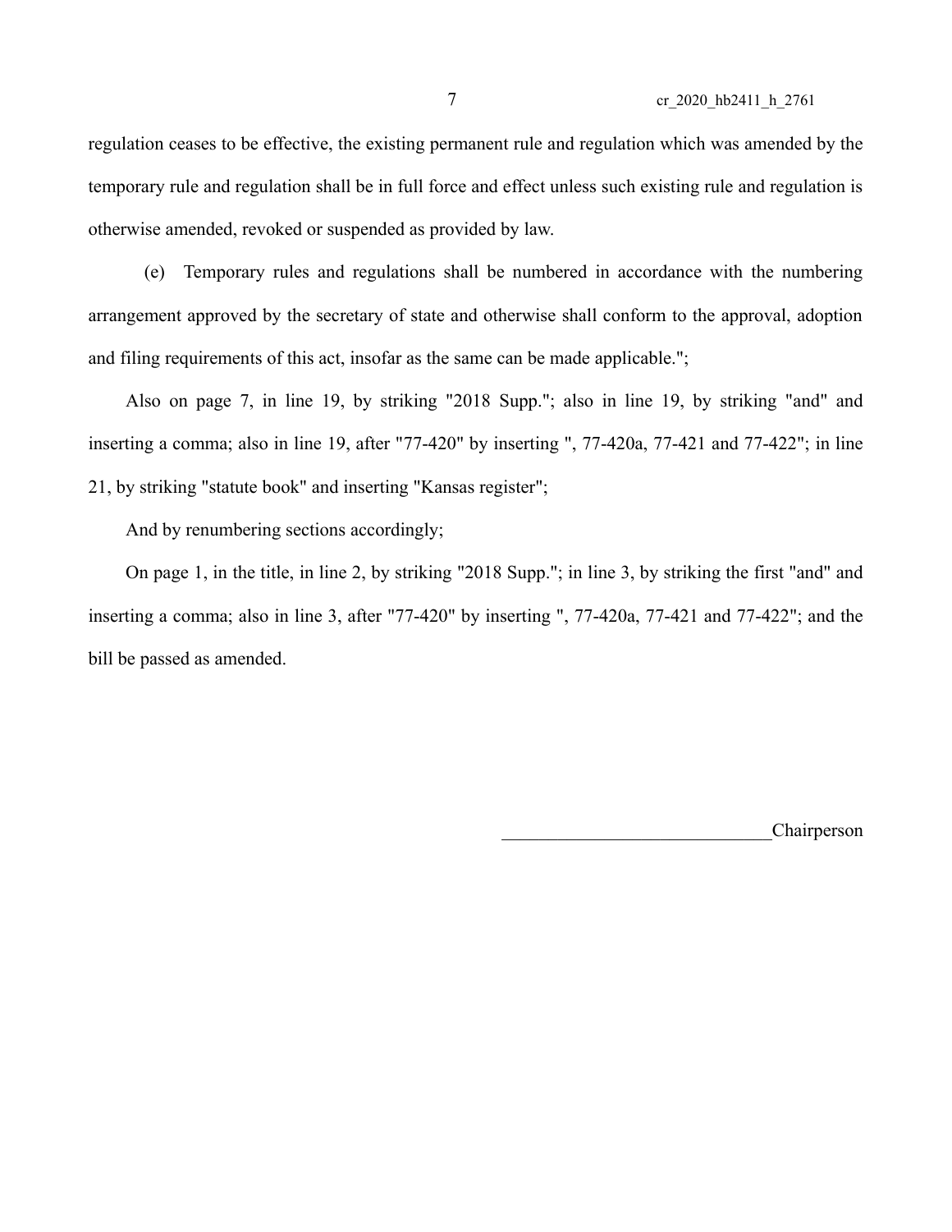regulation ceases to be effective, the existing permanent rule and regulation which was amended by the temporary rule and regulation shall be in full force and effect unless such existing rule and regulation is otherwise amended, revoked or suspended as provided by law.

(e) Temporary rules and regulations shall be numbered in accordance with the numbering arrangement approved by the secretary of state and otherwise shall conform to the approval, adoption and filing requirements of this act, insofar as the same can be made applicable.";

Also on page 7, in line 19, by striking "2018 Supp."; also in line 19, by striking "and" and inserting a comma; also in line 19, after "77-420" by inserting ", 77-420a, 77-421 and 77-422"; in line 21, by striking "statute book" and inserting "Kansas register";

And by renumbering sections accordingly;

On page 1, in the title, in line 2, by striking "2018 Supp."; in line 3, by striking the first "and" and inserting a comma; also in line 3, after "77-420" by inserting ", 77-420a, 77-421 and 77-422"; and the bill be passed as amended.

\_\_\_\_\_\_\_\_\_\_\_\_\_\_\_\_\_\_\_\_\_\_\_\_\_\_\_\_\_\_Chairperson